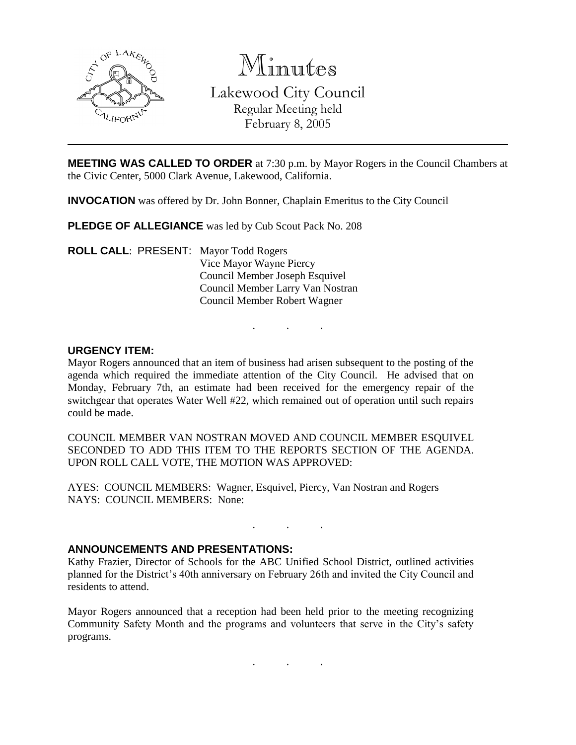# Minutes

Lakewood City Council
Regular Meeting held
February 8, 2005

---

**MEETING WAS CALLED TO ORDER** at 7:30 p.m. by Mayor Rogers in the Council Chambers at the Civic Center, 5000 Clark Avenue, Lakewood, California.

**INVOCATION** was offered by Dr. John Bonner, Chaplain Emeritus to the City Council

**PLEDGE OF ALLEGIANCE** was led by Cub Scout Pack No. 208

**ROLL CALL**: PRESENT: Mayor Todd Rogers
Vice Mayor Wayne Piercy
Council Member Joseph Esquivel
Council Member Larry Van Nostran
Council Member Robert Wagner

. . .

**URGENCY ITEM:**

Mayor Rogers announced that an item of business had arisen subsequent to the posting of the agenda which required the immediate attention of the City Council. He advised that on Monday, February 7th, an estimate had been received for the emergency repair of the switchgear that operates Water Well #22, which remained out of operation until such repairs could be made.

COUNCIL MEMBER VAN NOSTRAN MOVED AND COUNCIL MEMBER ESQUIVEL SECONDED TO ADD THIS ITEM TO THE REPORTS SECTION OF THE AGENDA. UPON ROLL CALL VOTE, THE MOTION WAS APPROVED:

AYES: COUNCIL MEMBERS: Wagner, Esquivel, Piercy, Van Nostran and Rogers
NAYS: COUNCIL MEMBERS: None:

. . .

**ANNOUNCEMENTS AND PRESENTATIONS:**

Kathy Frazier, Director of Schools for the ABC Unified School District, outlined activities planned for the District's 40th anniversary on February 26th and invited the City Council and residents to attend.

Mayor Rogers announced that a reception had been held prior to the meeting recognizing Community Safety Month and the programs and volunteers that serve in the City's safety programs.

. . .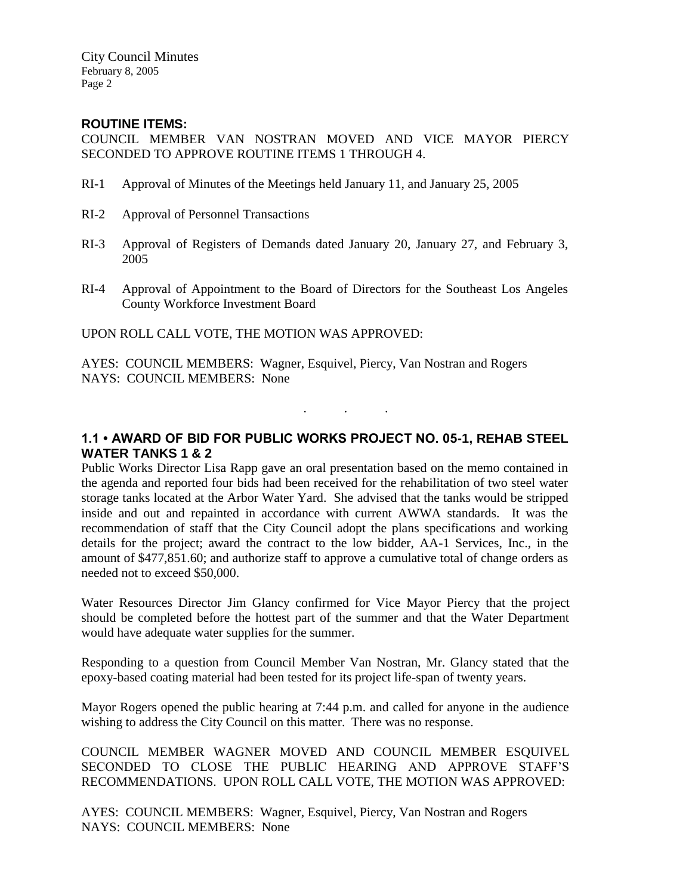## ROUTINE ITEMS:

COUNCIL MEMBER VAN NOSTRAN MOVED AND VICE MAYOR PIERCY SECONDED TO APPROVE ROUTINE ITEMS 1 THROUGH 4.

RI-1 Approval of Minutes of the Meetings held January 11, and January 25, 2005

RI-2 Approval of Personnel Transactions

RI-3 Approval of Registers of Demands dated January 20, January 27, and February 3, 2005

RI-4 Approval of Appointment to the Board of Directors for the Southeast Los Angeles County Workforce Investment Board

UPON ROLL CALL VOTE, THE MOTION WAS APPROVED:

AYES: COUNCIL MEMBERS: Wagner, Esquivel, Piercy, Van Nostran and Rogers
NAYS: COUNCIL MEMBERS: None

. . .

## 1.1 • AWARD OF BID FOR PUBLIC WORKS PROJECT NO. 05-1, REHAB STEEL WATER TANKS 1 & 2

Public Works Director Lisa Rapp gave an oral presentation based on the memo contained in the agenda and reported four bids had been received for the rehabilitation of two steel water storage tanks located at the Arbor Water Yard. She advised that the tanks would be stripped inside and out and repainted in accordance with current AWWA standards. It was the recommendation of staff that the City Council adopt the plans specifications and working details for the project; award the contract to the low bidder, AA-1 Services, Inc., in the amount of $477,851.60; and authorize staff to approve a cumulative total of change orders as needed not to exceed $50,000.

Water Resources Director Jim Glancy confirmed for Vice Mayor Piercy that the project should be completed before the hottest part of the summer and that the Water Department would have adequate water supplies for the summer.

Responding to a question from Council Member Van Nostran, Mr. Glancy stated that the epoxy-based coating material had been tested for its project life-span of twenty years.

Mayor Rogers opened the public hearing at 7:44 p.m. and called for anyone in the audience wishing to address the City Council on this matter. There was no response.

COUNCIL MEMBER WAGNER MOVED AND COUNCIL MEMBER ESQUIVEL SECONDED TO CLOSE THE PUBLIC HEARING AND APPROVE STAFF'S RECOMMENDATIONS. UPON ROLL CALL VOTE, THE MOTION WAS APPROVED:

AYES: COUNCIL MEMBERS: Wagner, Esquivel, Piercy, Van Nostran and Rogers
NAYS: COUNCIL MEMBERS: None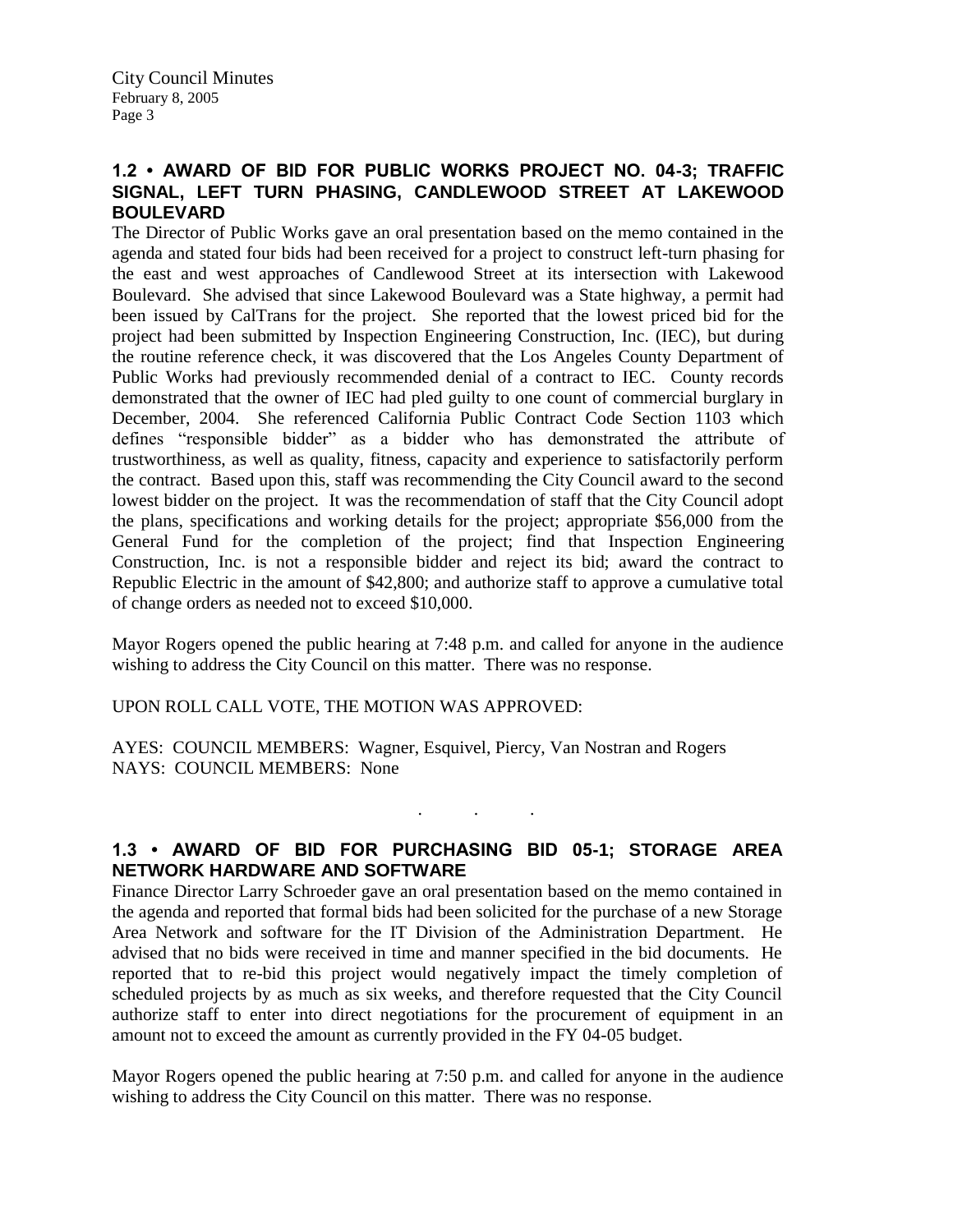## 1.2 • AWARD OF BID FOR PUBLIC WORKS PROJECT NO. 04-3; TRAFFIC SIGNAL, LEFT TURN PHASING, CANDLEWOOD STREET AT LAKEWOOD BOULEVARD

The Director of Public Works gave an oral presentation based on the memo contained in the agenda and stated four bids had been received for a project to construct left-turn phasing for the east and west approaches of Candlewood Street at its intersection with Lakewood Boulevard. She advised that since Lakewood Boulevard was a State highway, a permit had been issued by CalTrans for the project. She reported that the lowest priced bid for the project had been submitted by Inspection Engineering Construction, Inc. (IEC), but during the routine reference check, it was discovered that the Los Angeles County Department of Public Works had previously recommended denial of a contract to IEC. County records demonstrated that the owner of IEC had pled guilty to one count of commercial burglary in December, 2004. She referenced California Public Contract Code Section 1103 which defines "responsible bidder" as a bidder who has demonstrated the attribute of trustworthiness, as well as quality, fitness, capacity and experience to satisfactorily perform the contract. Based upon this, staff was recommending the City Council award to the second lowest bidder on the project. It was the recommendation of staff that the City Council adopt the plans, specifications and working details for the project; appropriate $56,000 from the General Fund for the completion of the project; find that Inspection Engineering Construction, Inc. is not a responsible bidder and reject its bid; award the contract to Republic Electric in the amount of $42,800; and authorize staff to approve a cumulative total of change orders as needed not to exceed $10,000.

Mayor Rogers opened the public hearing at 7:48 p.m. and called for anyone in the audience wishing to address the City Council on this matter. There was no response.

UPON ROLL CALL VOTE, THE MOTION WAS APPROVED:

AYES: COUNCIL MEMBERS: Wagner, Esquivel, Piercy, Van Nostran and Rogers
NAYS: COUNCIL MEMBERS: None

. . .

## 1.3 • AWARD OF BID FOR PURCHASING BID 05-1; STORAGE AREA NETWORK HARDWARE AND SOFTWARE

Finance Director Larry Schroeder gave an oral presentation based on the memo contained in the agenda and reported that formal bids had been solicited for the purchase of a new Storage Area Network and software for the IT Division of the Administration Department. He advised that no bids were received in time and manner specified in the bid documents. He reported that to re-bid this project would negatively impact the timely completion of scheduled projects by as much as six weeks, and therefore requested that the City Council authorize staff to enter into direct negotiations for the procurement of equipment in an amount not to exceed the amount as currently provided in the FY 04-05 budget.

Mayor Rogers opened the public hearing at 7:50 p.m. and called for anyone in the audience wishing to address the City Council on this matter. There was no response.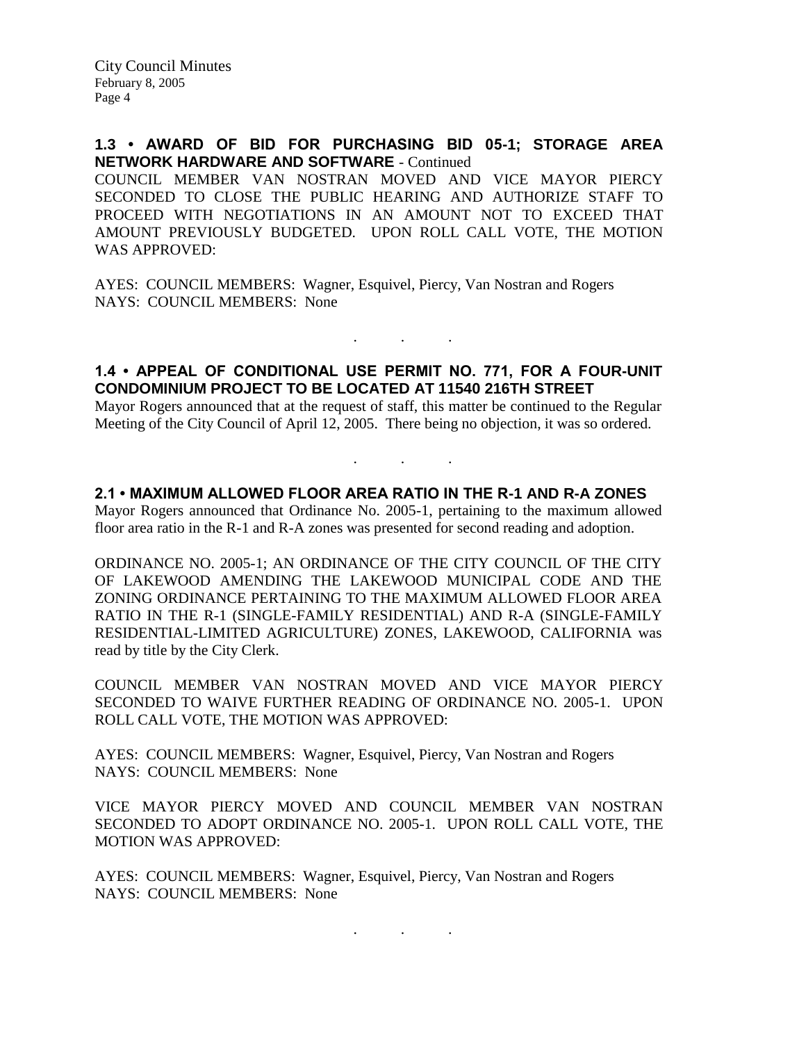## 1.3 • AWARD OF BID FOR PURCHASING BID 05-1; STORAGE AREA NETWORK HARDWARE AND SOFTWARE - Continued

COUNCIL MEMBER VAN NOSTRAN MOVED AND VICE MAYOR PIERCY SECONDED TO CLOSE THE PUBLIC HEARING AND AUTHORIZE STAFF TO PROCEED WITH NEGOTIATIONS IN AN AMOUNT NOT TO EXCEED THAT AMOUNT PREVIOUSLY BUDGETED. UPON ROLL CALL VOTE, THE MOTION WAS APPROVED:

AYES: COUNCIL MEMBERS: Wagner, Esquivel, Piercy, Van Nostran and Rogers
NAYS: COUNCIL MEMBERS: None

. . .

## 1.4 • APPEAL OF CONDITIONAL USE PERMIT NO. 771, FOR A FOUR-UNIT CONDOMINIUM PROJECT TO BE LOCATED AT 11540 216TH STREET

Mayor Rogers announced that at the request of staff, this matter be continued to the Regular Meeting of the City Council of April 12, 2005. There being no objection, it was so ordered.

. . .

## 2.1 • MAXIMUM ALLOWED FLOOR AREA RATIO IN THE R-1 AND R-A ZONES

Mayor Rogers announced that Ordinance No. 2005-1, pertaining to the maximum allowed floor area ratio in the R-1 and R-A zones was presented for second reading and adoption.

ORDINANCE NO. 2005-1; AN ORDINANCE OF THE CITY COUNCIL OF THE CITY OF LAKEWOOD AMENDING THE LAKEWOOD MUNICIPAL CODE AND THE ZONING ORDINANCE PERTAINING TO THE MAXIMUM ALLOWED FLOOR AREA RATIO IN THE R-1 (SINGLE-FAMILY RESIDENTIAL) AND R-A (SINGLE-FAMILY RESIDENTIAL-LIMITED AGRICULTURE) ZONES, LAKEWOOD, CALIFORNIA was read by title by the City Clerk.

COUNCIL MEMBER VAN NOSTRAN MOVED AND VICE MAYOR PIERCY SECONDED TO WAIVE FURTHER READING OF ORDINANCE NO. 2005-1. UPON ROLL CALL VOTE, THE MOTION WAS APPROVED:

AYES: COUNCIL MEMBERS: Wagner, Esquivel, Piercy, Van Nostran and Rogers
NAYS: COUNCIL MEMBERS: None

VICE MAYOR PIERCY MOVED AND COUNCIL MEMBER VAN NOSTRAN SECONDED TO ADOPT ORDINANCE NO. 2005-1. UPON ROLL CALL VOTE, THE MOTION WAS APPROVED:

AYES: COUNCIL MEMBERS: Wagner, Esquivel, Piercy, Van Nostran and Rogers
NAYS: COUNCIL MEMBERS: None

. . .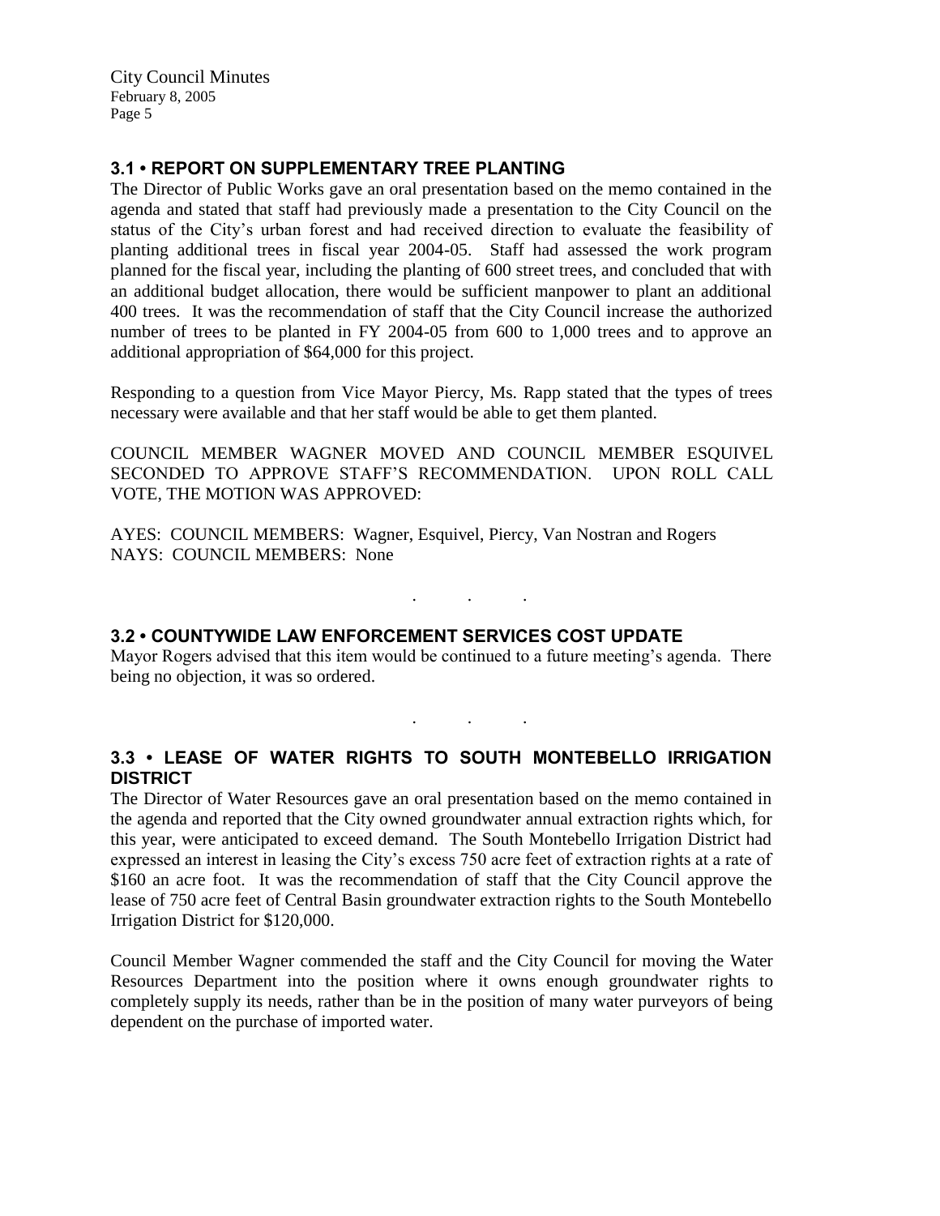### 3.1 • REPORT ON SUPPLEMENTARY TREE PLANTING

The Director of Public Works gave an oral presentation based on the memo contained in the agenda and stated that staff had previously made a presentation to the City Council on the status of the City's urban forest and had received direction to evaluate the feasibility of planting additional trees in fiscal year 2004-05. Staff had assessed the work program planned for the fiscal year, including the planting of 600 street trees, and concluded that with an additional budget allocation, there would be sufficient manpower to plant an additional 400 trees. It was the recommendation of staff that the City Council increase the authorized number of trees to be planted in FY 2004-05 from 600 to 1,000 trees and to approve an additional appropriation of $64,000 for this project.

Responding to a question from Vice Mayor Piercy, Ms. Rapp stated that the types of trees necessary were available and that her staff would be able to get them planted.

COUNCIL MEMBER WAGNER MOVED AND COUNCIL MEMBER ESQUIVEL SECONDED TO APPROVE STAFF'S RECOMMENDATION. UPON ROLL CALL VOTE, THE MOTION WAS APPROVED:

AYES: COUNCIL MEMBERS: Wagner, Esquivel, Piercy, Van Nostran and Rogers
NAYS: COUNCIL MEMBERS: None

. . .

### 3.2 • COUNTYWIDE LAW ENFORCEMENT SERVICES COST UPDATE

Mayor Rogers advised that this item would be continued to a future meeting's agenda. There being no objection, it was so ordered.

. . .

### 3.3 • LEASE OF WATER RIGHTS TO SOUTH MONTEBELLO IRRIGATION DISTRICT

The Director of Water Resources gave an oral presentation based on the memo contained in the agenda and reported that the City owned groundwater annual extraction rights which, for this year, were anticipated to exceed demand. The South Montebello Irrigation District had expressed an interest in leasing the City's excess 750 acre feet of extraction rights at a rate of $160 an acre foot. It was the recommendation of staff that the City Council approve the lease of 750 acre feet of Central Basin groundwater extraction rights to the South Montebello Irrigation District for $120,000.

Council Member Wagner commended the staff and the City Council for moving the Water Resources Department into the position where it owns enough groundwater rights to completely supply its needs, rather than be in the position of many water purveyors of being dependent on the purchase of imported water.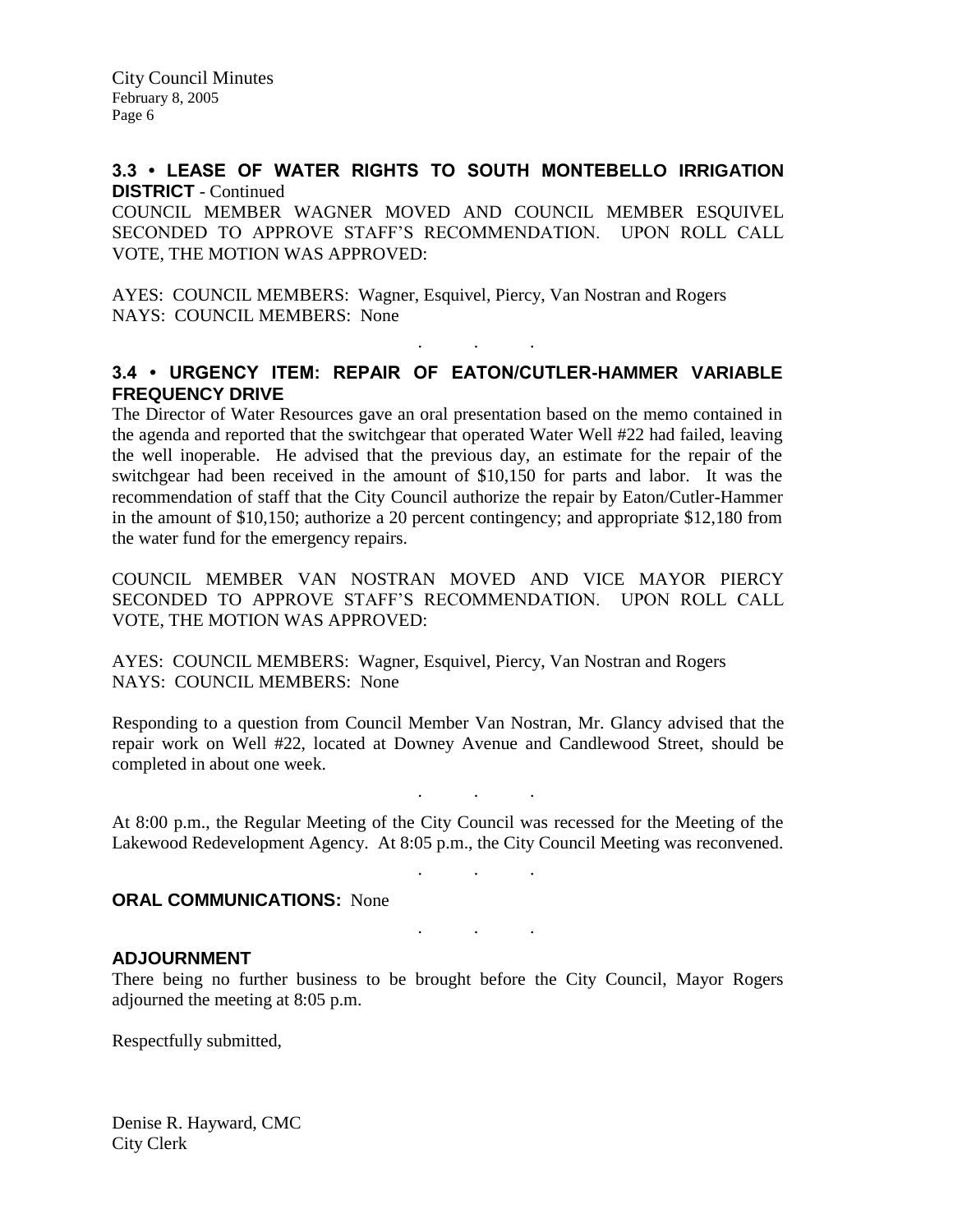### 3.3 • LEASE OF WATER RIGHTS TO SOUTH MONTEBELLO IRRIGATION DISTRICT - Continued

COUNCIL MEMBER WAGNER MOVED AND COUNCIL MEMBER ESQUIVEL SECONDED TO APPROVE STAFF'S RECOMMENDATION. UPON ROLL CALL VOTE, THE MOTION WAS APPROVED:

AYES: COUNCIL MEMBERS: Wagner, Esquivel, Piercy, Van Nostran and Rogers
NAYS: COUNCIL MEMBERS: None

. . .

### 3.4 • URGENCY ITEM: REPAIR OF EATON/CUTLER-HAMMER VARIABLE FREQUENCY DRIVE

The Director of Water Resources gave an oral presentation based on the memo contained in the agenda and reported that the switchgear that operated Water Well #22 had failed, leaving the well inoperable. He advised that the previous day, an estimate for the repair of the switchgear had been received in the amount of $10,150 for parts and labor. It was the recommendation of staff that the City Council authorize the repair by Eaton/Cutler-Hammer in the amount of $10,150; authorize a 20 percent contingency; and appropriate $12,180 from the water fund for the emergency repairs.

COUNCIL MEMBER VAN NOSTRAN MOVED AND VICE MAYOR PIERCY SECONDED TO APPROVE STAFF'S RECOMMENDATION. UPON ROLL CALL VOTE, THE MOTION WAS APPROVED:

AYES: COUNCIL MEMBERS: Wagner, Esquivel, Piercy, Van Nostran and Rogers
NAYS: COUNCIL MEMBERS: None

Responding to a question from Council Member Van Nostran, Mr. Glancy advised that the repair work on Well #22, located at Downey Avenue and Candlewood Street, should be completed in about one week.

. . .

At 8:00 p.m., the Regular Meeting of the City Council was recessed for the Meeting of the Lakewood Redevelopment Agency. At 8:05 p.m., the City Council Meeting was reconvened.

. . .

### ORAL COMMUNICATIONS: None

. . .

### ADJOURNMENT

There being no further business to be brought before the City Council, Mayor Rogers adjourned the meeting at 8:05 p.m.

Respectfully submitted,

Denise R. Hayward, CMC
City Clerk